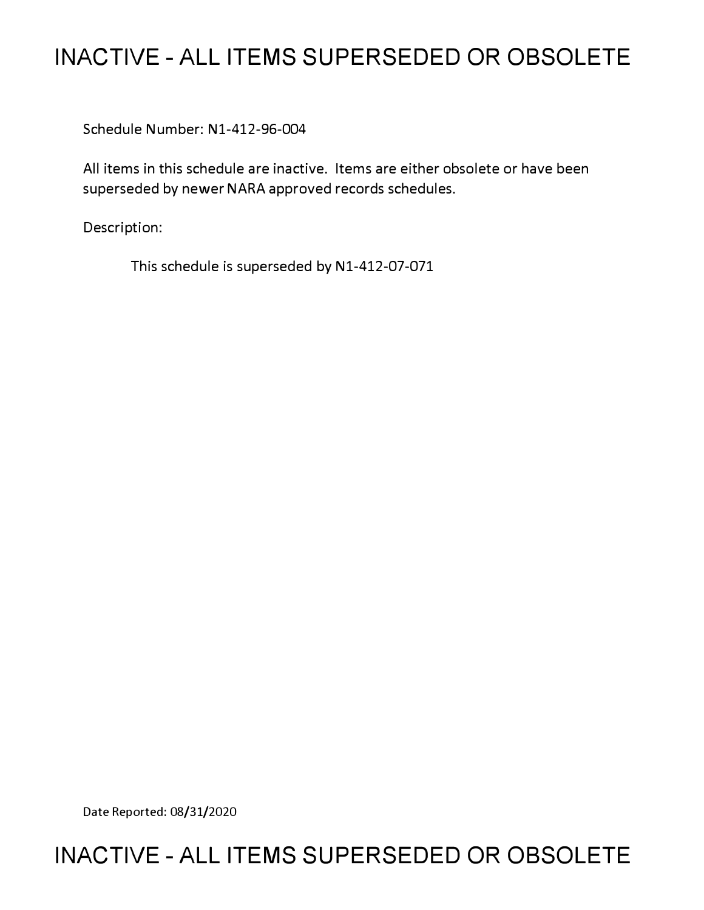# INACTIVE - ALL ITEMS SUPERSEDED OR OBSOLETE

Schedule Number: N1-412-96-004

All items in this schedule are inactive. Items are either obsolete or have been superseded by newer NARA approved records schedules.

Description:

This schedule is superseded by N1-412-07-071

Date Reported: 08/31/2020

# INACTIVE - ALL ITEMS SUPERSEDED OR OBSOLETE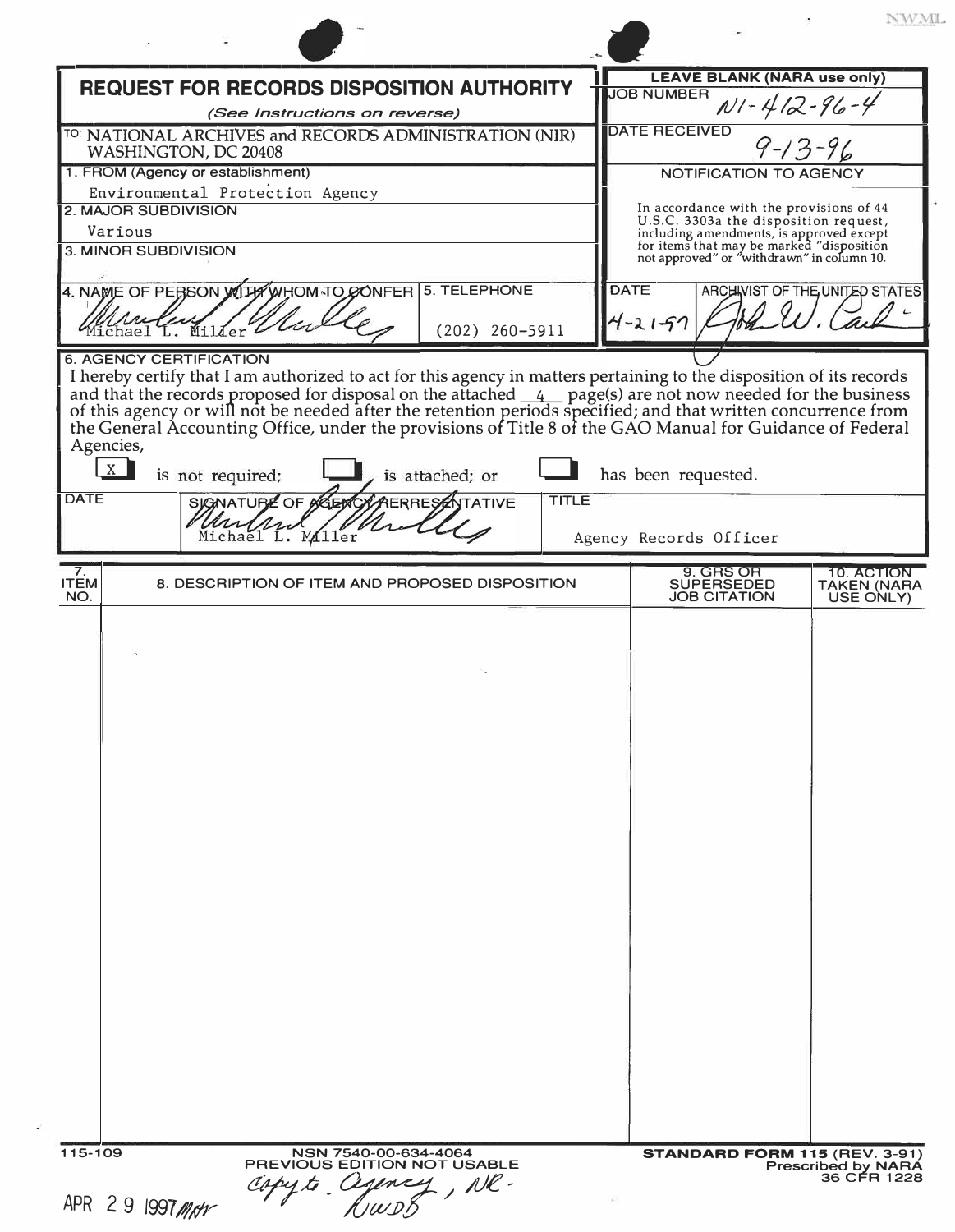NWML

# REQUEST FOR RECORDS DISPOSITION AUTHORITY

*(See Instructions on reverse)*

TO: NATIONAL ARCHIVES and RECORDS ADMINISTRATION (NIR)
WASHINGTON, DC 20408

**LEAVE BLANK (NARA use only)**

JOB NUMBER: N1-412-96-4

DATE RECEIVED: 9-13-96

**NOTIFICATION TO AGENCY**

In accordance with the provisions of 44 U.S.C. 3303a the disposition request, including amendments, is approved except for items that may be marked "disposition not approved" or "withdrawn" in column 10.

DATE: 4-21-97

ARCHIVIST OF THE UNITED STATES: [signature]

1. FROM (Agency or establishment)
Environmental Protection Agency

2. MAJOR SUBDIVISION
Various

3. MINOR SUBDIVISION

4. NAME OF PERSON WITH WHOM TO CONFER
Michael L. Miller

5. TELEPHONE
(202) 260-5911

6. AGENCY CERTIFICATION

I hereby certify that I am authorized to act for this agency in matters pertaining to the disposition of its records and that the records proposed for disposal on the attached 4 page(s) are not now needed for the business of this agency or will not be needed after the retention periods specified; and that written concurrence from the General Accounting Office, under the provisions of Title 8 of the GAO Manual for Guidance of Federal Agencies,

[X] is not required; [ ] is attached; or [ ] has been requested.

| DATE | SIGNATURE OF AGENCY REPRESENTATIVE | TITLE |
|---|---|---|
| | Michael L. Miller | Agency Records Officer |

| 7. ITEM NO. | 8. DESCRIPTION OF ITEM AND PROPOSED DISPOSITION | 9. GRS OR SUPERSEDED JOB CITATION | 10. ACTION TAKEN (NARA USE ONLY) |
|---|---|---|---|
| | | | |

115-109

NSN 7540-00-634-4064
PREVIOUS EDITION NOT USABLE

**STANDARD FORM 115 (REV. 3-91)**
Prescribed by NARA
36 CFR 1228

APR 29 1997 copy to Agency, NR-NWDB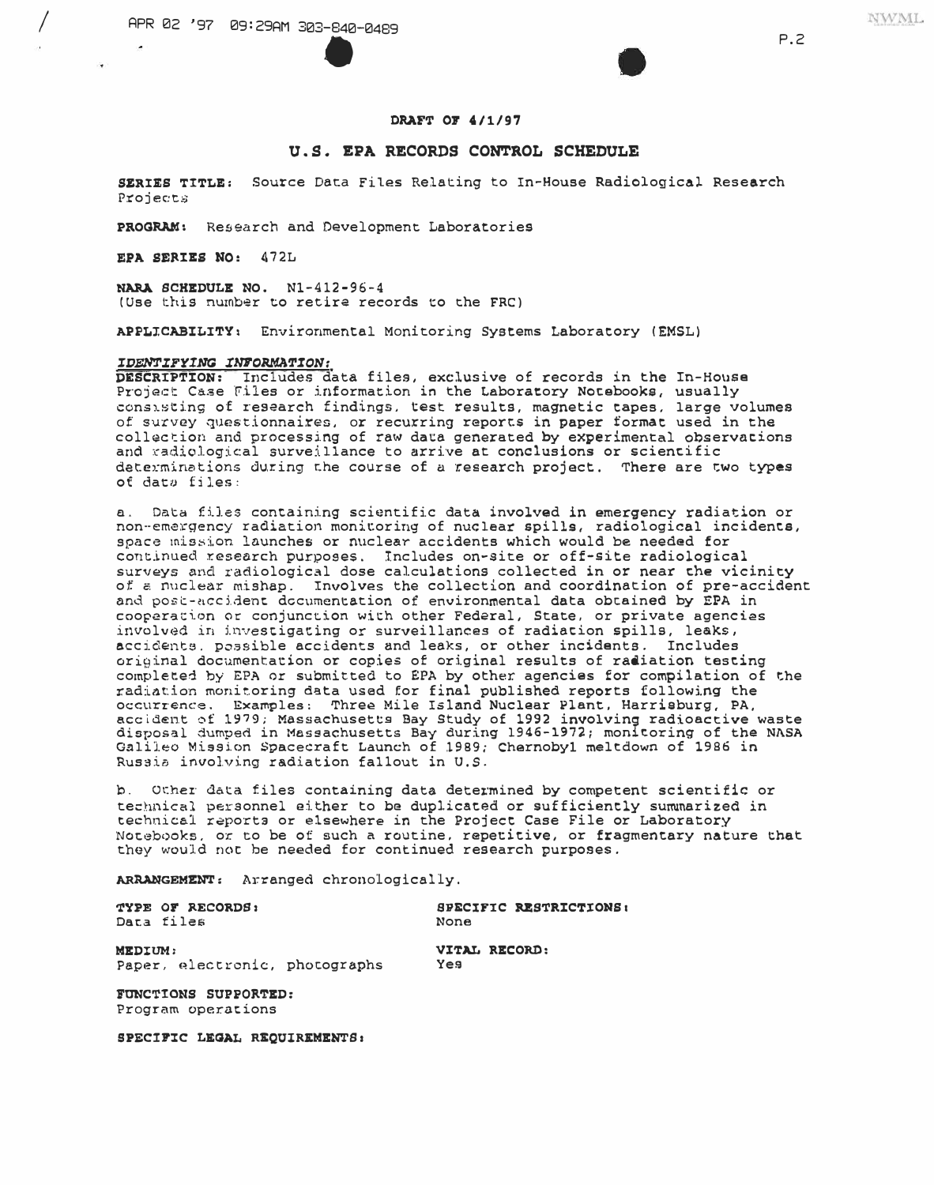**DRAFT OF 4/1/97**

## U.S. EPA RECORDS CONTROL SCHEDULE

**SERIES TITLE:** Source Data Files Relating to In-House Radiological Research Projects

**PROGRAM:** Research and Development Laboratories

**EPA SERIES NO:** 472L

**NARA SCHEDULE NO.** N1-412-96-4
(Use this number to retire records to the FRC)

**APPLICABILITY:** Environmental Monitoring Systems Laboratory (EMSL)

***IDENTIFYING INFORMATION:***

**DESCRIPTION:** Includes data files, exclusive of records in the In-House Project Case Files or information in the Laboratory Notebooks, usually consisting of research findings, test results, magnetic tapes, large volumes of survey questionnaires, or recurring reports in paper format used in the collection and processing of raw data generated by experimental observations and radiological surveillance to arrive at conclusions or scientific determinations during the course of a research project. There are two types of data files:

a. Data files containing scientific data involved in emergency radiation or non-emergency radiation monitoring of nuclear spills, radiological incidents, space mission launches or nuclear accidents which would be needed for continued research purposes. Includes on-site or off-site radiological surveys and radiological dose calculations collected in or near the vicinity of a nuclear mishap. Involves the collection and coordination of pre-accident and post-accident documentation of environmental data obtained by EPA in cooperation or conjunction with other Federal, State, or private agencies involved in investigating or surveillances of radiation spills, leaks, accidents, possible accidents and leaks, or other incidents. Includes original documentation or copies of original results of radiation testing completed by EPA or submitted to EPA by other agencies for compilation of the radiation monitoring data used for final published reports following the occurrence. Examples: Three Mile Island Nuclear Plant, Harrisburg, PA, accident of 1979; Massachusetts Bay Study of 1992 involving radioactive waste disposal dumped in Massachusetts Bay during 1946-1972; monitoring of the NASA Galileo Mission Spacecraft Launch of 1989; Chernobyl meltdown of 1986 in Russia involving radiation fallout in U.S.

b. Other data files containing data determined by competent scientific or technical personnel either to be duplicated or sufficiently summarized in technical reports or elsewhere in the Project Case File or Laboratory Notebooks, or to be of such a routine, repetitive, or fragmentary nature that they would not be needed for continued research purposes.

**ARRANGEMENT:** Arranged chronologically.

**TYPE OF RECORDS:**
Data files

**SPECIFIC RESTRICTIONS:**
None

**MEDIUM:**
Paper, electronic, photographs

**VITAL RECORD:**
Yes

**FUNCTIONS SUPPORTED:**
Program operations

**SPECIFIC LEGAL REQUIREMENTS:**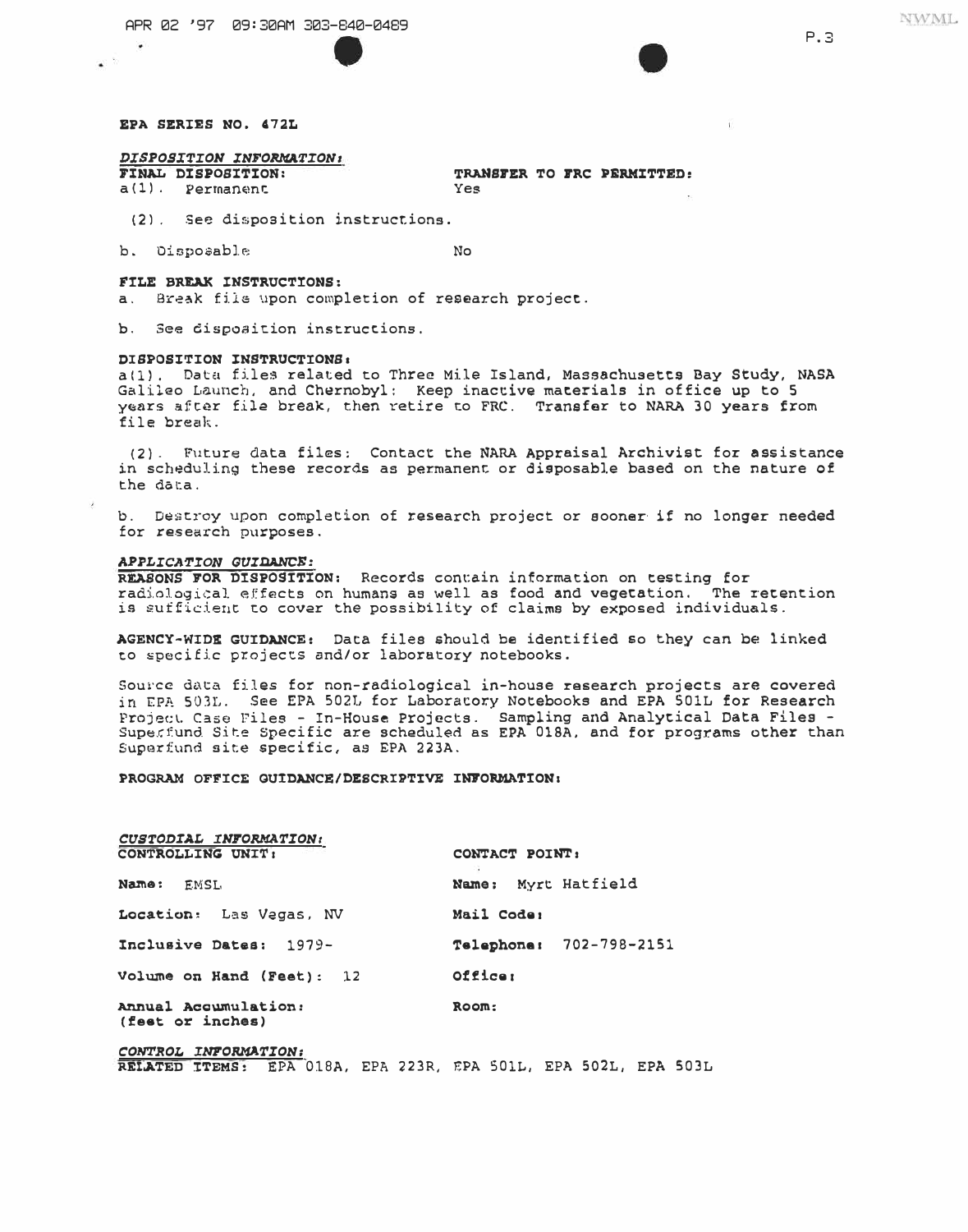**EPA SERIES NO. 472L**

***DISPOSITION INFORMATION:***

**FINAL DISPOSITION:** **TRANSFER TO FRC PERMITTED:**

a(1). Permanent Yes

(2). See disposition instructions.

b. Disposable No

**FILE BREAK INSTRUCTIONS:**

a. Break file upon completion of research project.

b. See disposition instructions.

**DISPOSITION INSTRUCTIONS:**

a(1). Data files related to Three Mile Island, Massachusetts Bay Study, NASA Galileo Launch, and Chernobyl: Keep inactive materials in office up to 5 years after file break, then retire to FRC. Transfer to NARA 30 years from file break.

(2). Future data files: Contact the NARA Appraisal Archivist for assistance in scheduling these records as permanent or disposable based on the nature of the data.

b. Destroy upon completion of research project or sooner if no longer needed for research purposes.

***APPLICATION GUIDANCE:***

**REASONS FOR DISPOSITION:** Records contain information on testing for radiological effects on humans as well as food and vegetation. The retention is sufficient to cover the possibility of claims by exposed individuals.

**AGENCY-WIDE GUIDANCE:** Data files should be identified so they can be linked to specific projects and/or laboratory notebooks.

Source data files for non-radiological in-house research projects are covered in EPA 503L. See EPA 502L for Laboratory Notebooks and EPA 501L for Research Project Case Files - In-House Projects. Sampling and Analytical Data Files - Superfund Site Specific are scheduled as EPA 018A, and for programs other than Superfund site specific, as EPA 223A.

**PROGRAM OFFICE GUIDANCE/DESCRIPTIVE INFORMATION:**

***CUSTODIAL INFORMATION:***

**CONTROLLING UNIT:** **CONTACT POINT:**

**Name:** EMSL **Name:** Myrt Hatfield

**Location:** Las Vegas, NV **Mail Code:**

**Inclusive Dates:** 1979- **Telephone:** 702-798-2151

**Volume on Hand (Feet):** 12 **Office:**

**Annual Accumulation:** **Room:**
**(feet or inches)**

***CONTROL INFORMATION:***

**RELATED ITEMS:** EPA 018A, EPA 223R, EPA 501L, EPA 502L, EPA 503L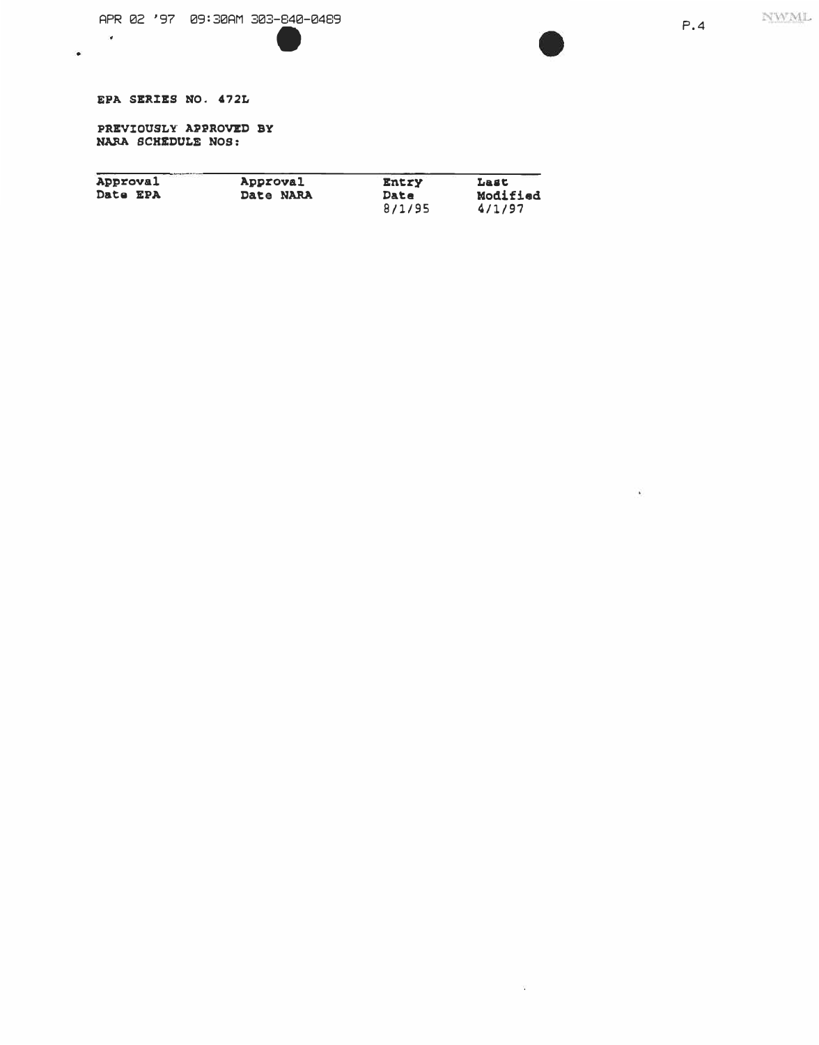**EPA SERIES NO. 472L**

**PREVIOUSLY APPROVED BY NARA SCHEDULE NOS:**

| Approval Date EPA | Approval Date NARA | Entry Date | Last Modified |
|---|---|---|---|
| | | 8/1/95 | 4/1/97 |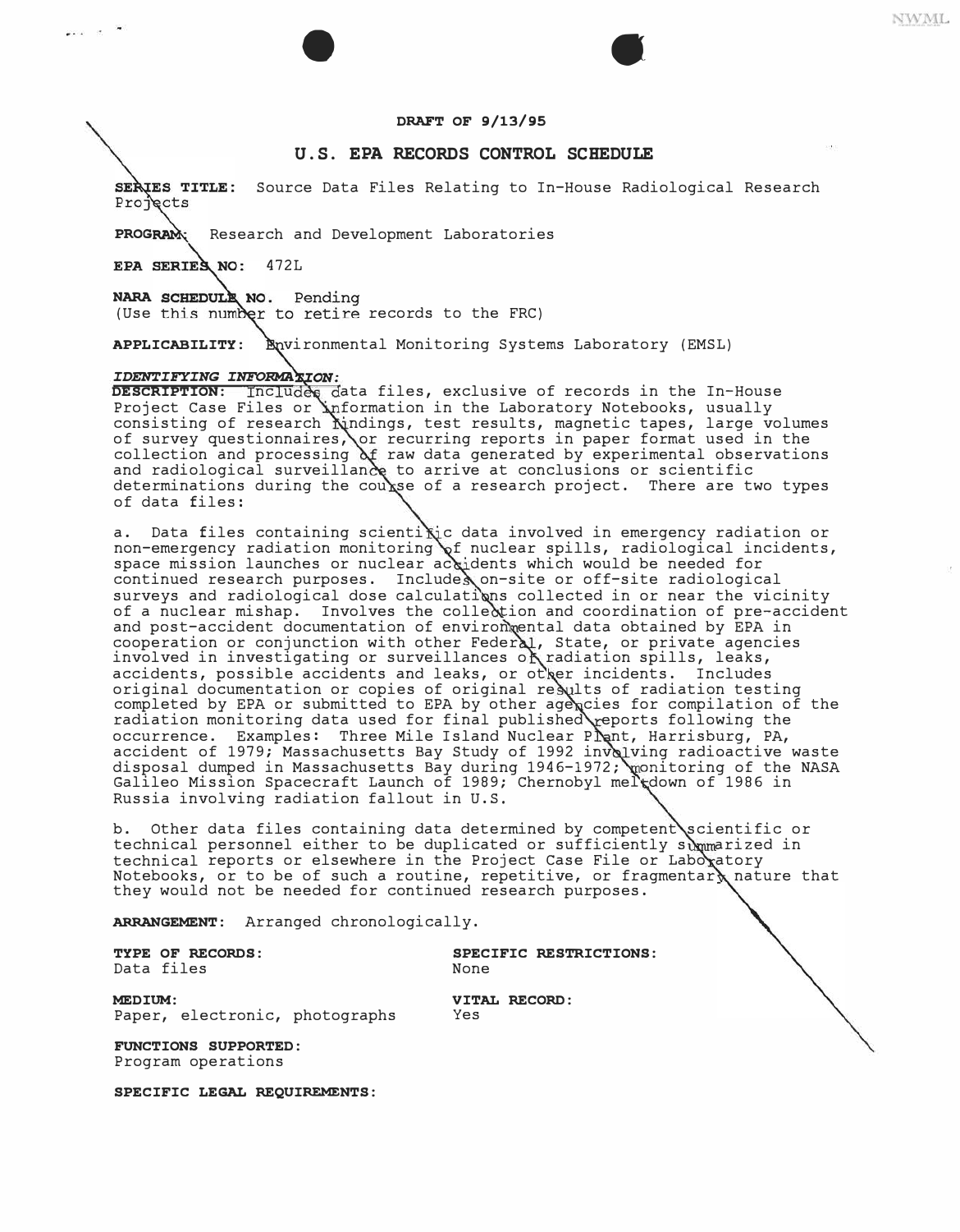**DRAFT OF 9/13/95**

## U.S. EPA RECORDS CONTROL SCHEDULE

**SERIES TITLE:** Source Data Files Relating to In-House Radiological Research Projects

**PROGRAM:** Research and Development Laboratories

**EPA SERIES NO:** 472L

**NARA SCHEDULE NO.** Pending
(Use this number to retire records to the FRC)

**APPLICABILITY:** Environmental Monitoring Systems Laboratory (EMSL)

***IDENTIFYING INFORMATION:***

**DESCRIPTION:** Includes data files, exclusive of records in the In-House Project Case Files or information in the Laboratory Notebooks, usually consisting of research findings, test results, magnetic tapes, large volumes of survey questionnaires, or recurring reports in paper format used in the collection and processing of raw data generated by experimental observations and radiological surveillance to arrive at conclusions or scientific determinations during the course of a research project. There are two types of data files:

a. Data files containing scientific data involved in emergency radiation or non-emergency radiation monitoring of nuclear spills, radiological incidents, space mission launches or nuclear accidents which would be needed for continued research purposes. Includes on-site or off-site radiological surveys and radiological dose calculations collected in or near the vicinity of a nuclear mishap. Involves the collection and coordination of pre-accident and post-accident documentation of environmental data obtained by EPA in cooperation or conjunction with other Federal, State, or private agencies involved in investigating or surveillances of radiation spills, leaks, accidents, possible accidents and leaks, or other incidents. Includes original documentation or copies of original results of radiation testing completed by EPA or submitted to EPA by other agencies for compilation of the radiation monitoring data used for final published reports following the occurrence. Examples: Three Mile Island Nuclear Plant, Harrisburg, PA, accident of 1979; Massachusetts Bay Study of 1992 involving radioactive waste disposal dumped in Massachusetts Bay during 1946-1972; monitoring of the NASA Galileo Mission Spacecraft Launch of 1989; Chernobyl meltdown of 1986 in Russia involving radiation fallout in U.S.

b. Other data files containing data determined by competent scientific or technical personnel either to be duplicated or sufficiently summarized in technical reports or elsewhere in the Project Case File or Laboratory Notebooks, or to be of such a routine, repetitive, or fragmentary nature that they would not be needed for continued research purposes.

**ARRANGEMENT:** Arranged chronologically.

**TYPE OF RECORDS:**
Data files

**SPECIFIC RESTRICTIONS:**
None

**MEDIUM:**
Paper, electronic, photographs

**VITAL RECORD:**
Yes

**FUNCTIONS SUPPORTED:**
Program operations

**SPECIFIC LEGAL REQUIREMENTS:**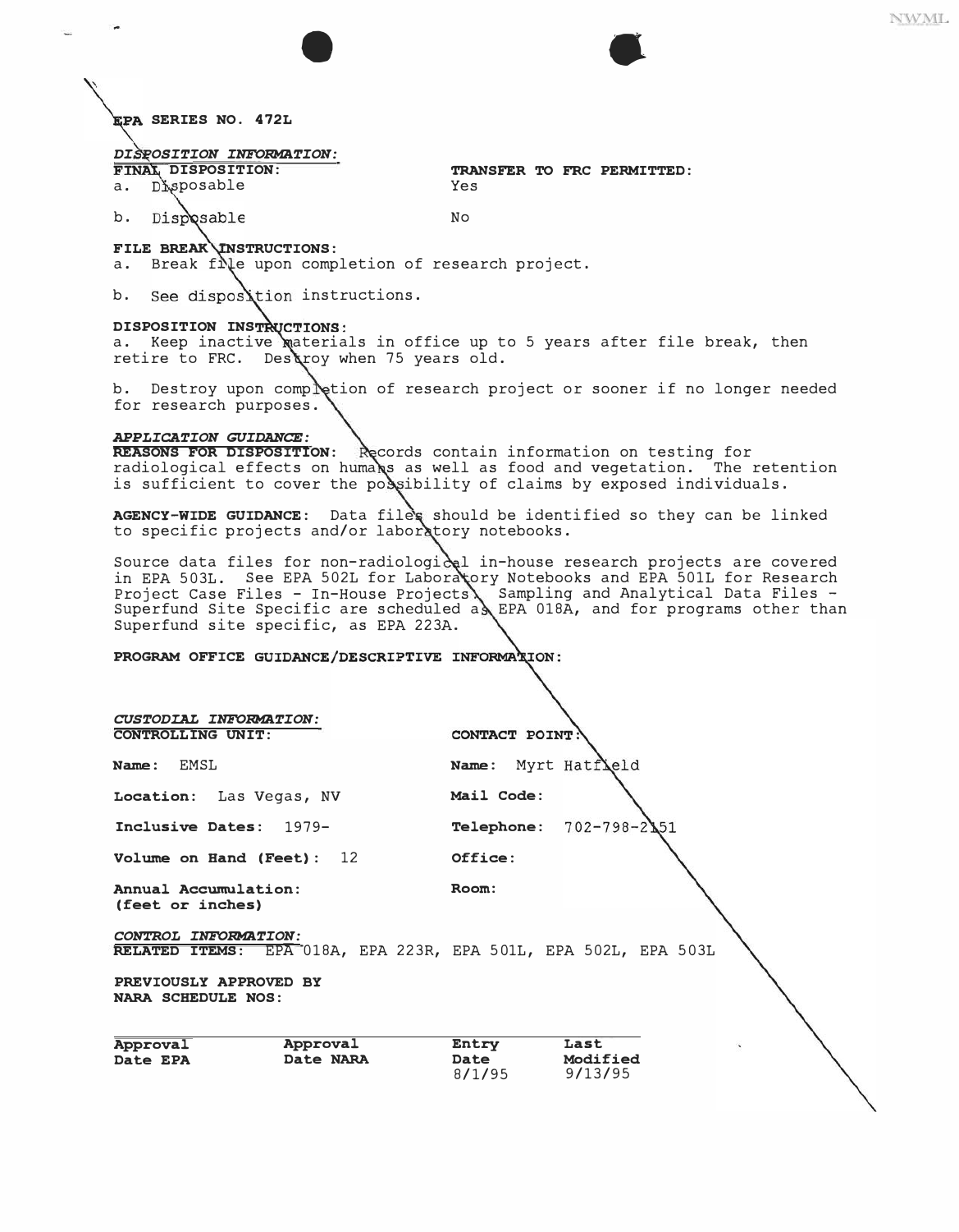**EPA SERIES NO. 472L**

***DISPOSITION INFORMATION:***

**FINAL DISPOSITION:**
a. Disposable

**TRANSFER TO FRC PERMITTED:**
Yes

b. Disposable

No

**FILE BREAK INSTRUCTIONS:**
a. Break file upon completion of research project.

b. See disposition instructions.

**DISPOSITION INSTRUCTIONS:**
a. Keep inactive materials in office up to 5 years after file break, then retire to FRC. Destroy when 75 years old.

b. Destroy upon completion of research project or sooner if no longer needed for research purposes.

***APPLICATION GUIDANCE:***

**REASONS FOR DISPOSITION:** Records contain information on testing for radiological effects on humans as well as food and vegetation. The retention is sufficient to cover the possibility of claims by exposed individuals.

**AGENCY-WIDE GUIDANCE:** Data files should be identified so they can be linked to specific projects and/or laboratory notebooks.

Source data files for non-radiological in-house research projects are covered in EPA 503L. See EPA 502L for Laboratory Notebooks and EPA 501L for Research Project Case Files - In-House Projects. Sampling and Analytical Data Files - Superfund Site Specific are scheduled as EPA 018A, and for programs other than Superfund site specific, as EPA 223A.

**PROGRAM OFFICE GUIDANCE/DESCRIPTIVE INFORMATION:**

***CUSTODIAL INFORMATION:***

**CONTROLLING UNIT:**

**Name:** EMSL

**Location:** Las Vegas, NV

**Inclusive Dates:** 1979-

**Volume on Hand (Feet):** 12

**Annual Accumulation: (feet or inches)**

**CONTACT POINT:**

**Name:** Myrt Hatfield

**Mail Code:**

**Telephone:** 702-798-2151

**Office:**

**Room:**

***CONTROL INFORMATION:***

**RELATED ITEMS:** EPA 018A, EPA 223R, EPA 501L, EPA 502L, EPA 503L

**PREVIOUSLY APPROVED BY NARA SCHEDULE NOS:**

| Approval Date EPA | Approval Date NARA | Entry Date | Last Modified |
|---|---|---|---|
| | | 8/1/95 | 9/13/95 |